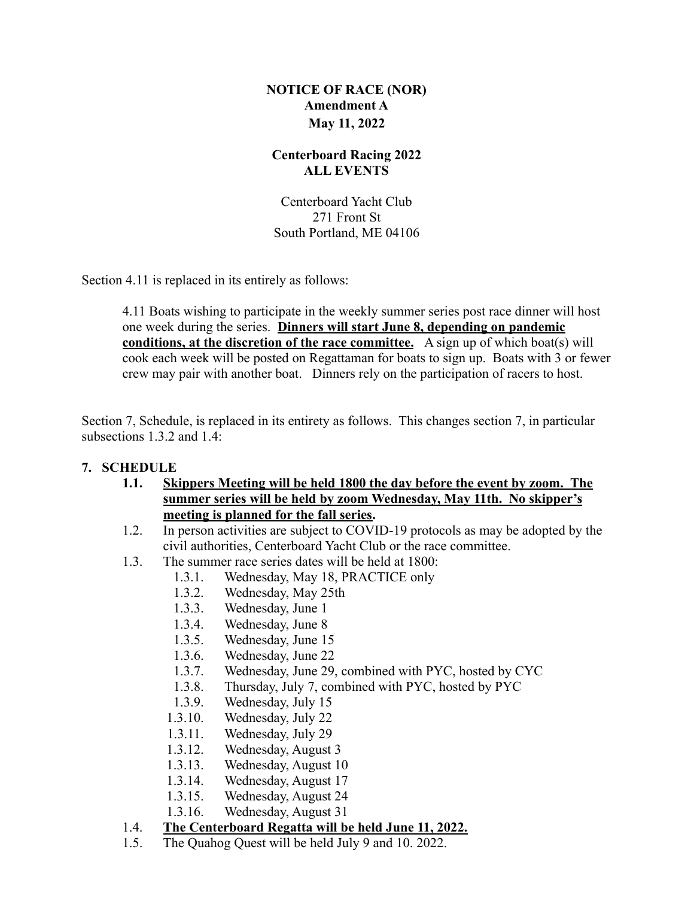**NOTICE OF RACE (NOR)**
**Amendment A**
**May 11, 2022**

**Centerboard Racing 2022**
**ALL EVENTS**

Centerboard Yacht Club
271 Front St
South Portland, ME 04106

Section 4.11 is replaced in its entirely as follows:

> 4.11 Boats wishing to participate in the weekly summer series post race dinner will host one week during the series. **<u>Dinners will start June 8, depending on pandemic conditions, at the discretion of the race committee.</u>** A sign up of which boat(s) will cook each week will be posted on Regattaman for boats to sign up. Boats with 3 or fewer crew may pair with another boat. Dinners rely on the participation of racers to host.

Section 7, Schedule, is replaced in its entirety as follows. This changes section 7, in particular subsections 1.3.2 and 1.4:

**7. SCHEDULE**

- **1.1. <u>Skippers Meeting will be held 1800 the day before the event by zoom. The summer series will be held by zoom Wednesday, May 11th. No skipper's meeting is planned for the fall series</u>.**
- 1.2. In person activities are subject to COVID-19 protocols as may be adopted by the civil authorities, Centerboard Yacht Club or the race committee.
- 1.3. The summer race series dates will be held at 1800:
  - 1.3.1. Wednesday, May 18, PRACTICE only
  - 1.3.2. Wednesday, May 25th
  - 1.3.3. Wednesday, June 1
  - 1.3.4. Wednesday, June 8
  - 1.3.5. Wednesday, June 15
  - 1.3.6. Wednesday, June 22
  - 1.3.7. Wednesday, June 29, combined with PYC, hosted by CYC
  - 1.3.8. Thursday, July 7, combined with PYC, hosted by PYC
  - 1.3.9. Wednesday, July 15
  - 1.3.10. Wednesday, July 22
  - 1.3.11. Wednesday, July 29
  - 1.3.12. Wednesday, August 3
  - 1.3.13. Wednesday, August 10
  - 1.3.14. Wednesday, August 17
  - 1.3.15. Wednesday, August 24
  - 1.3.16. Wednesday, August 31
- 1.4. **<u>The Centerboard Regatta will be held June 11, 2022.</u>**
- 1.5. The Quahog Quest will be held July 9 and 10. 2022.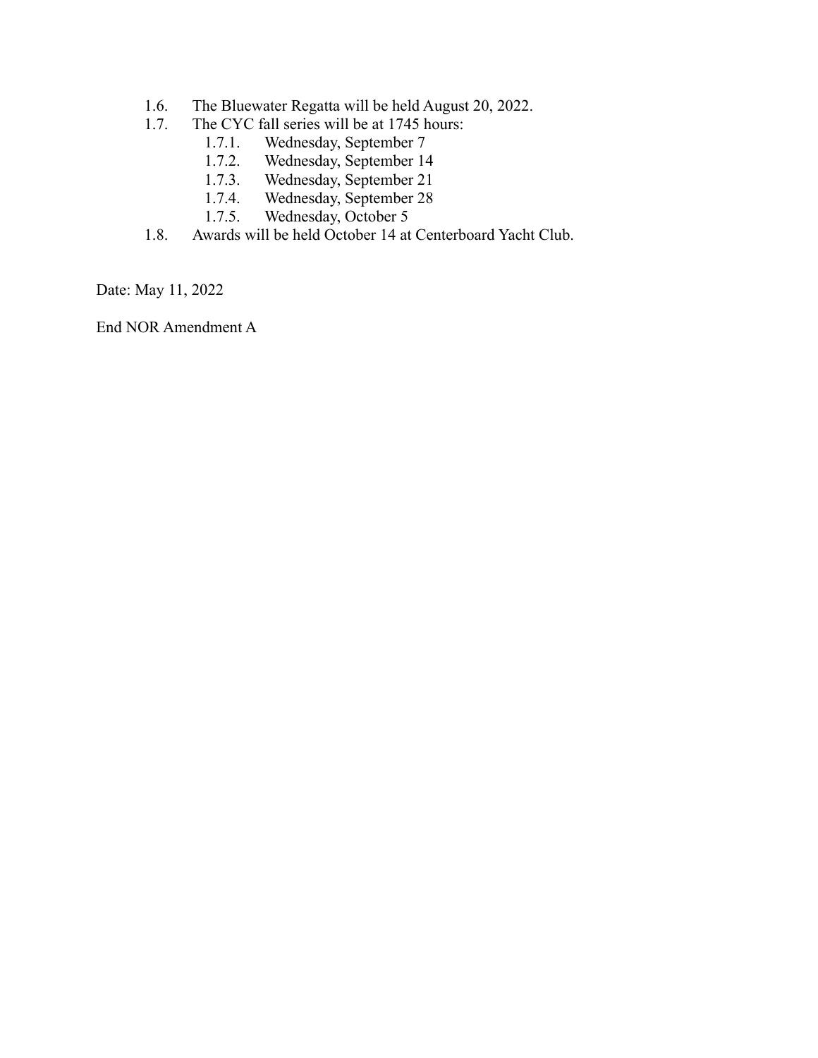1.6. The Bluewater Regatta will be held August 20, 2022.

1.7. The CYC fall series will be at 1745 hours:

  1.7.1. Wednesday, September 7

  1.7.2. Wednesday, September 14

  1.7.3. Wednesday, September 21

  1.7.4. Wednesday, September 28

  1.7.5. Wednesday, October 5

1.8. Awards will be held October 14 at Centerboard Yacht Club.

Date: May 11, 2022

End NOR Amendment A